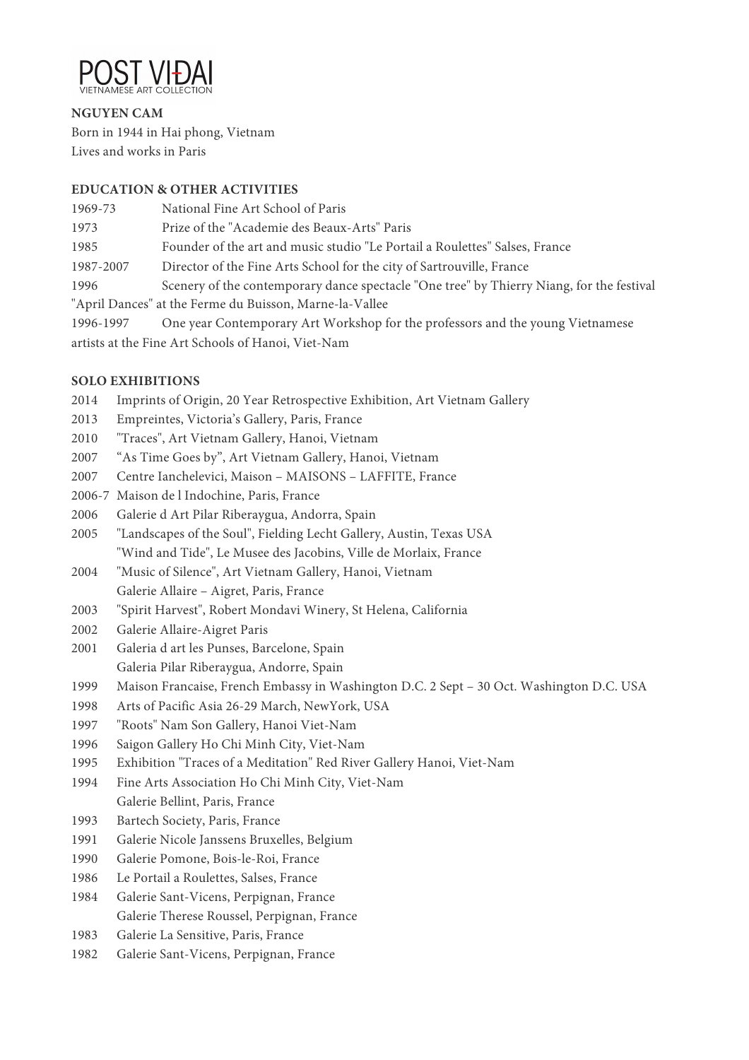POST VIDAI
VIETNAMESE ART COLLECTION

**NGUYEN CAM**

Born in 1944 in Hai phong, Vietnam
Lives and works in Paris

**EDUCATION & OTHER ACTIVITIES**

1969-73 National Fine Art School of Paris
1973 Prize of the "Academie des Beaux-Arts" Paris
1985 Founder of the art and music studio "Le Portail a Roulettes" Salses, France
1987-2007 Director of the Fine Arts School for the city of Sartrouville, France
1996 Scenery of the contemporary dance spectacle "One tree" by Thierry Niang, for the festival "April Dances" at the Ferme du Buisson, Marne-la-Vallee
1996-1997 One year Contemporary Art Workshop for the professors and the young Vietnamese artists at the Fine Art Schools of Hanoi, Viet-Nam

**SOLO EXHIBITIONS**

2014 Imprints of Origin, 20 Year Retrospective Exhibition, Art Vietnam Gallery
2013 Empreintes, Victoria's Gallery, Paris, France
2010 "Traces", Art Vietnam Gallery, Hanoi, Vietnam
2007 "As Time Goes by", Art Vietnam Gallery, Hanoi, Vietnam
2007 Centre Ianchelevici, Maison – MAISONS – LAFFITE, France
2006-7 Maison de l Indochine, Paris, France
2006 Galerie d Art Pilar Riberaygua, Andorra, Spain
2005 "Landscapes of the Soul", Fielding Lecht Gallery, Austin, Texas USA
"Wind and Tide", Le Musee des Jacobins, Ville de Morlaix, France
2004 "Music of Silence", Art Vietnam Gallery, Hanoi, Vietnam
Galerie Allaire – Aigret, Paris, France
2003 "Spirit Harvest", Robert Mondavi Winery, St Helena, California
2002 Galerie Allaire-Aigret Paris
2001 Galeria d art les Punses, Barcelone, Spain
Galeria Pilar Riberaygua, Andorre, Spain
1999 Maison Francaise, French Embassy in Washington D.C. 2 Sept – 30 Oct. Washington D.C. USA
1998 Arts of Pacific Asia 26-29 March, NewYork, USA
1997 "Roots" Nam Son Gallery, Hanoi Viet-Nam
1996 Saigon Gallery Ho Chi Minh City, Viet-Nam
1995 Exhibition "Traces of a Meditation" Red River Gallery Hanoi, Viet-Nam
1994 Fine Arts Association Ho Chi Minh City, Viet-Nam
Galerie Bellint, Paris, France
1993 Bartech Society, Paris, France
1991 Galerie Nicole Janssens Bruxelles, Belgium
1990 Galerie Pomone, Bois-le-Roi, France
1986 Le Portail a Roulettes, Salses, France
1984 Galerie Sant-Vicens, Perpignan, France
Galerie Therese Roussel, Perpignan, France
1983 Galerie La Sensitive, Paris, France
1982 Galerie Sant-Vicens, Perpignan, France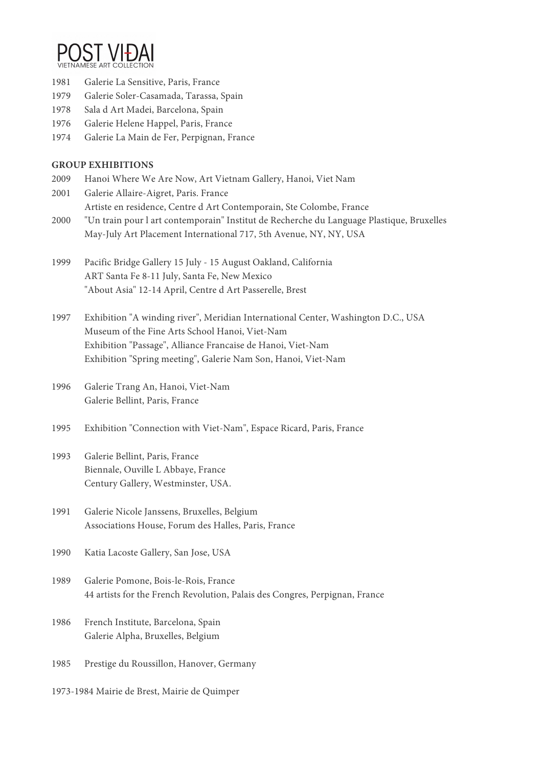1981 Galerie La Sensitive, Paris, France
1979 Galerie Soler-Casamada, Tarassa, Spain
1978 Sala d Art Madei, Barcelona, Spain
1976 Galerie Helene Happel, Paris, France
1974 Galerie La Main de Fer, Perpignan, France

**GROUP EXHIBITIONS**

2009 Hanoi Where We Are Now, Art Vietnam Gallery, Hanoi, Viet Nam

2001 Galerie Allaire-Aigret, Paris. France
Artiste en residence, Centre d Art Contemporain, Ste Colombe, France

2000 "Un train pour l art contemporain" Institut de Recherche du Language Plastique, Bruxelles
May-July Art Placement International 717, 5th Avenue, NY, NY, USA

1999 Pacific Bridge Gallery 15 July - 15 August Oakland, California
ART Santa Fe 8-11 July, Santa Fe, New Mexico
"About Asia" 12-14 April, Centre d Art Passerelle, Brest

1997 Exhibition "A winding river", Meridian International Center, Washington D.C., USA
Museum of the Fine Arts School Hanoi, Viet-Nam
Exhibition "Passage", Alliance Francaise de Hanoi, Viet-Nam
Exhibition "Spring meeting", Galerie Nam Son, Hanoi, Viet-Nam

1996 Galerie Trang An, Hanoi, Viet-Nam
Galerie Bellint, Paris, France

1995 Exhibition "Connection with Viet-Nam", Espace Ricard, Paris, France

1993 Galerie Bellint, Paris, France
Biennale, Ouville L Abbaye, France
Century Gallery, Westminster, USA.

1991 Galerie Nicole Janssens, Bruxelles, Belgium
Associations House, Forum des Halles, Paris, France

1990 Katia Lacoste Gallery, San Jose, USA

1989 Galerie Pomone, Bois-le-Rois, France
44 artists for the French Revolution, Palais des Congres, Perpignan, France

1986 French Institute, Barcelona, Spain
Galerie Alpha, Bruxelles, Belgium

1985 Prestige du Roussillon, Hanover, Germany

1973-1984 Mairie de Brest, Mairie de Quimper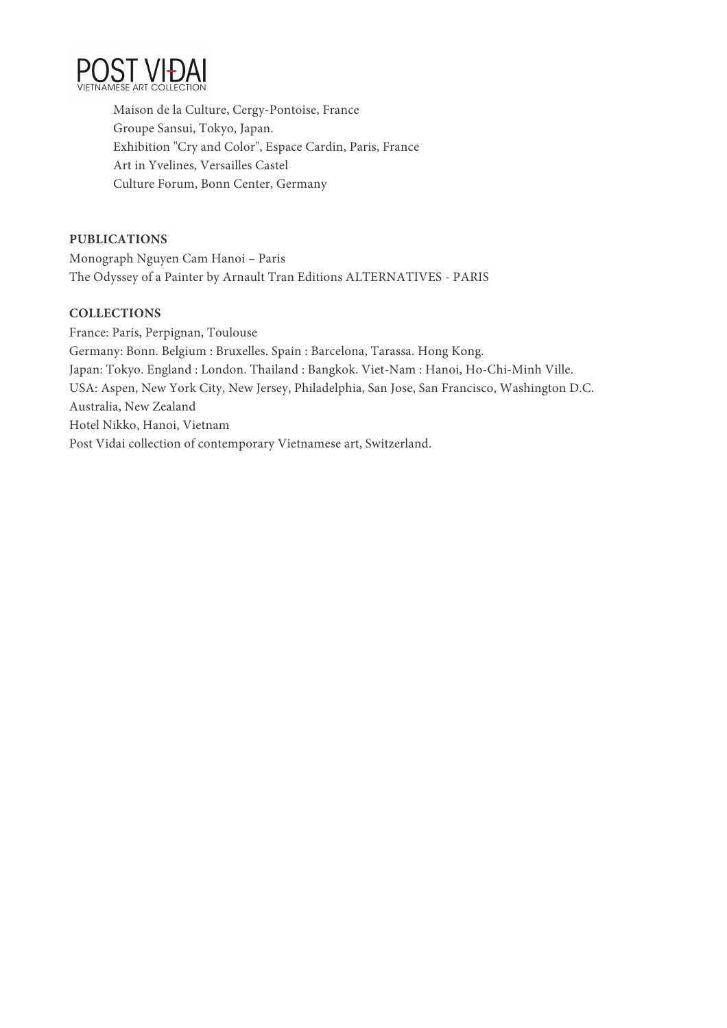Maison de la Culture, Cergy-Pontoise, France
Groupe Sansui, Tokyo, Japan.
Exhibition "Cry and Color", Espace Cardin, Paris, France
Art in Yvelines, Versailles Castel
Culture Forum, Bonn Center, Germany

**PUBLICATIONS**

Monograph Nguyen Cam Hanoi – Paris
The Odyssey of a Painter by Arnault Tran Editions ALTERNATIVES - PARIS

**COLLECTIONS**

France: Paris, Perpignan, Toulouse
Germany: Bonn. Belgium : Bruxelles. Spain : Barcelona, Tarassa. Hong Kong.
Japan: Tokyo. England : London. Thailand : Bangkok. Viet-Nam : Hanoi, Ho-Chi-Minh Ville.
USA: Aspen, New York City, New Jersey, Philadelphia, San Jose, San Francisco, Washington D.C.
Australia, New Zealand
Hotel Nikko, Hanoi, Vietnam
Post Vidai collection of contemporary Vietnamese art, Switzerland.